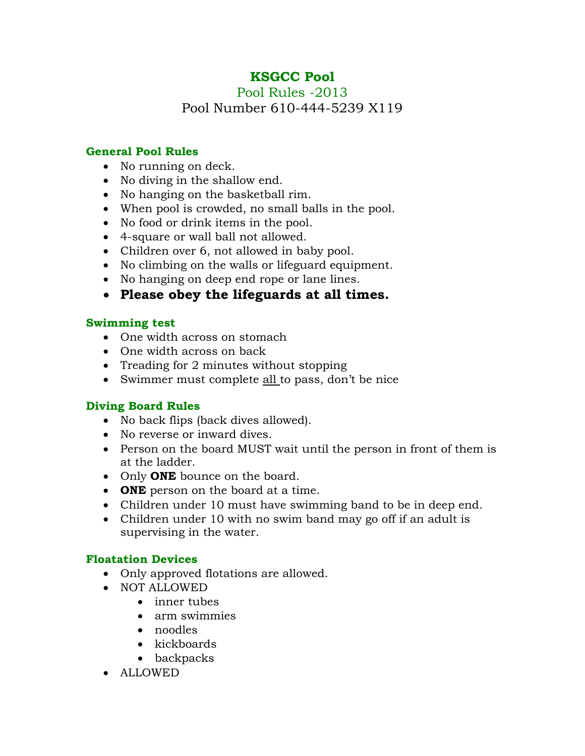# KSGCC Pool

## Pool Rules -2013

Pool Number 610-444-5239 X119

### General Pool Rules

- No running on deck.
- No diving in the shallow end.
- No hanging on the basketball rim.
- When pool is crowded, no small balls in the pool.
- No food or drink items in the pool.
- 4-square or wall ball not allowed.
- Children over 6, not allowed in baby pool.
- No climbing on the walls or lifeguard equipment.
- No hanging on deep end rope or lane lines.
- **Please obey the lifeguards at all times.**

### Swimming test

- One width across on stomach
- One width across on back
- Treading for 2 minutes without stopping
- Swimmer must complete <u>all</u> to pass, don't be nice

### Diving Board Rules

- No back flips (back dives allowed).
- No reverse or inward dives.
- Person on the board MUST wait until the person in front of them is at the ladder.
- Only **ONE** bounce on the board.
- **ONE** person on the board at a time.
- Children under 10 must have swimming band to be in deep end.
- Children under 10 with no swim band may go off if an adult is supervising in the water.

### Floatation Devices

- Only approved flotations are allowed.
- NOT ALLOWED
  - inner tubes
  - arm swimmies
  - noodles
  - kickboards
  - backpacks
- ALLOWED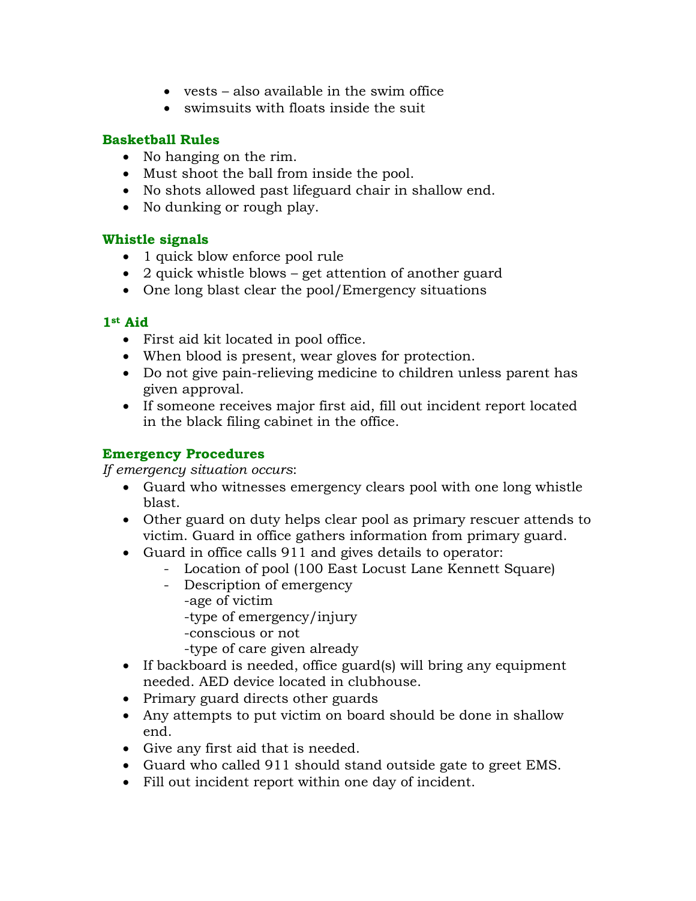- vests – also available in the swim office
- swimsuits with floats inside the suit

### Basketball Rules

- No hanging on the rim.
- Must shoot the ball from inside the pool.
- No shots allowed past lifeguard chair in shallow end.
- No dunking or rough play.

### Whistle signals

- 1 quick blow enforce pool rule
- 2 quick whistle blows – get attention of another guard
- One long blast clear the pool/Emergency situations

### 1st Aid

- First aid kit located in pool office.
- When blood is present, wear gloves for protection.
- Do not give pain-relieving medicine to children unless parent has given approval.
- If someone receives major first aid, fill out incident report located in the black filing cabinet in the office.

### Emergency Procedures

*If emergency situation occurs*:

- Guard who witnesses emergency clears pool with one long whistle blast.
- Other guard on duty helps clear pool as primary rescuer attends to victim. Guard in office gathers information from primary guard.
- Guard in office calls 911 and gives details to operator:
  - Location of pool (100 East Locust Lane Kennett Square)
  - Description of emergency
    - -age of victim
    - -type of emergency/injury
    - -conscious or not
    - -type of care given already
- If backboard is needed, office guard(s) will bring any equipment needed. AED device located in clubhouse.
- Primary guard directs other guards
- Any attempts to put victim on board should be done in shallow end.
- Give any first aid that is needed.
- Guard who called 911 should stand outside gate to greet EMS.
- Fill out incident report within one day of incident.